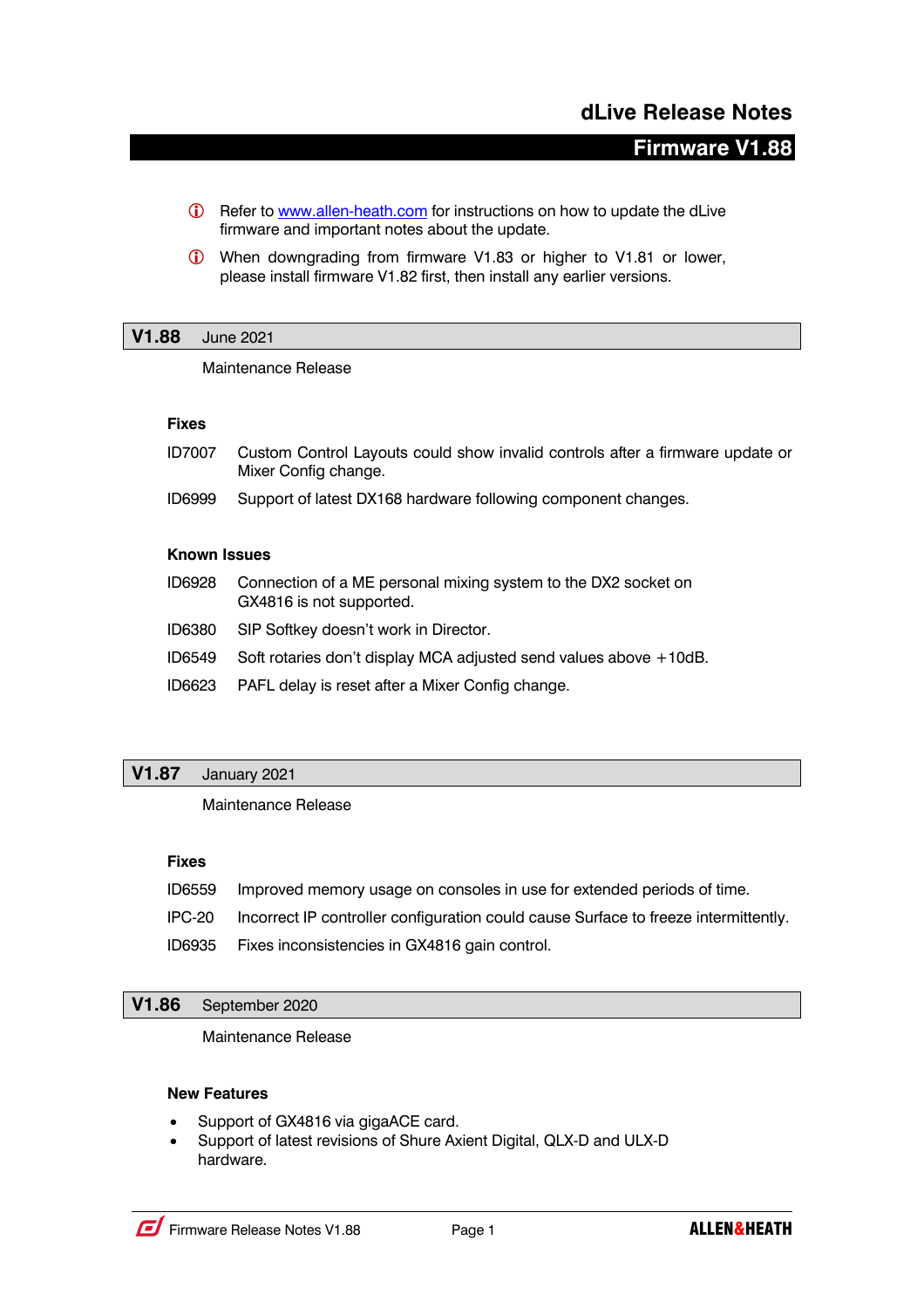# dLive Release Notes

## Firmware V1.88

- ⓘ Refer to [www.allen-heath.com](http://www.allen-heath.com) for instructions on how to update the dLive firmware and important notes about the update.
- ⓘ When downgrading from firmware V1.83 or higher to V1.81 or lower, please install firmware V1.82 first, then install any earlier versions.

## V1.88 June 2021

Maintenance Release

### Fixes

| | |
|---|---|
| ID7007 | Custom Control Layouts could show invalid controls after a firmware update or Mixer Config change. |
| ID6999 | Support of latest DX168 hardware following component changes. |

### Known Issues

| | |
|---|---|
| ID6928 | Connection of a ME personal mixing system to the DX2 socket on GX4816 is not supported. |
| ID6380 | SIP Softkey doesn't work in Director. |
| ID6549 | Soft rotaries don't display MCA adjusted send values above +10dB. |
| ID6623 | PAFL delay is reset after a Mixer Config change. |

## V1.87 January 2021

Maintenance Release

### Fixes

| | |
|---|---|
| ID6559 | Improved memory usage on consoles in use for extended periods of time. |
| IPC-20 | Incorrect IP controller configuration could cause Surface to freeze intermittently. |
| ID6935 | Fixes inconsistencies in GX4816 gain control. |

## V1.86 September 2020

Maintenance Release

### New Features

- Support of GX4816 via gigaACE card.
- Support of latest revisions of Shure Axient Digital, QLX-D and ULX-D hardware.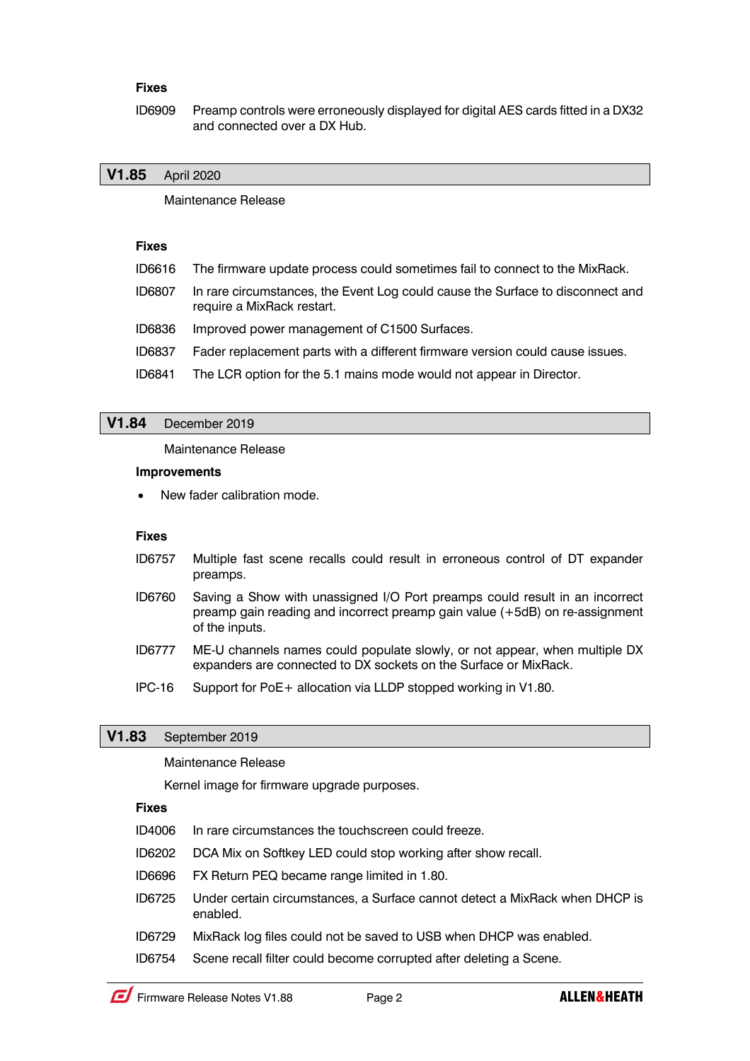**Fixes**

ID6909 Preamp controls were erroneously displayed for digital AES cards fitted in a DX32 and connected over a DX Hub.

## V1.85 April 2020

Maintenance Release

**Fixes**

ID6616 The firmware update process could sometimes fail to connect to the MixRack.

ID6807 In rare circumstances, the Event Log could cause the Surface to disconnect and require a MixRack restart.

ID6836 Improved power management of C1500 Surfaces.

ID6837 Fader replacement parts with a different firmware version could cause issues.

ID6841 The LCR option for the 5.1 mains mode would not appear in Director.

## V1.84 December 2019

Maintenance Release

**Improvements**

- New fader calibration mode.

**Fixes**

ID6757 Multiple fast scene recalls could result in erroneous control of DT expander preamps.

ID6760 Saving a Show with unassigned I/O Port preamps could result in an incorrect preamp gain reading and incorrect preamp gain value (+5dB) on re-assignment of the inputs.

ID6777 ME-U channels names could populate slowly, or not appear, when multiple DX expanders are connected to DX sockets on the Surface or MixRack.

IPC-16 Support for PoE+ allocation via LLDP stopped working in V1.80.

## V1.83 September 2019

Maintenance Release

Kernel image for firmware upgrade purposes.

**Fixes**

ID4006 In rare circumstances the touchscreen could freeze.

ID6202 DCA Mix on Softkey LED could stop working after show recall.

ID6696 FX Return PEQ became range limited in 1.80.

ID6725 Under certain circumstances, a Surface cannot detect a MixRack when DHCP is enabled.

ID6729 MixRack log files could not be saved to USB when DHCP was enabled.

ID6754 Scene recall filter could become corrupted after deleting a Scene.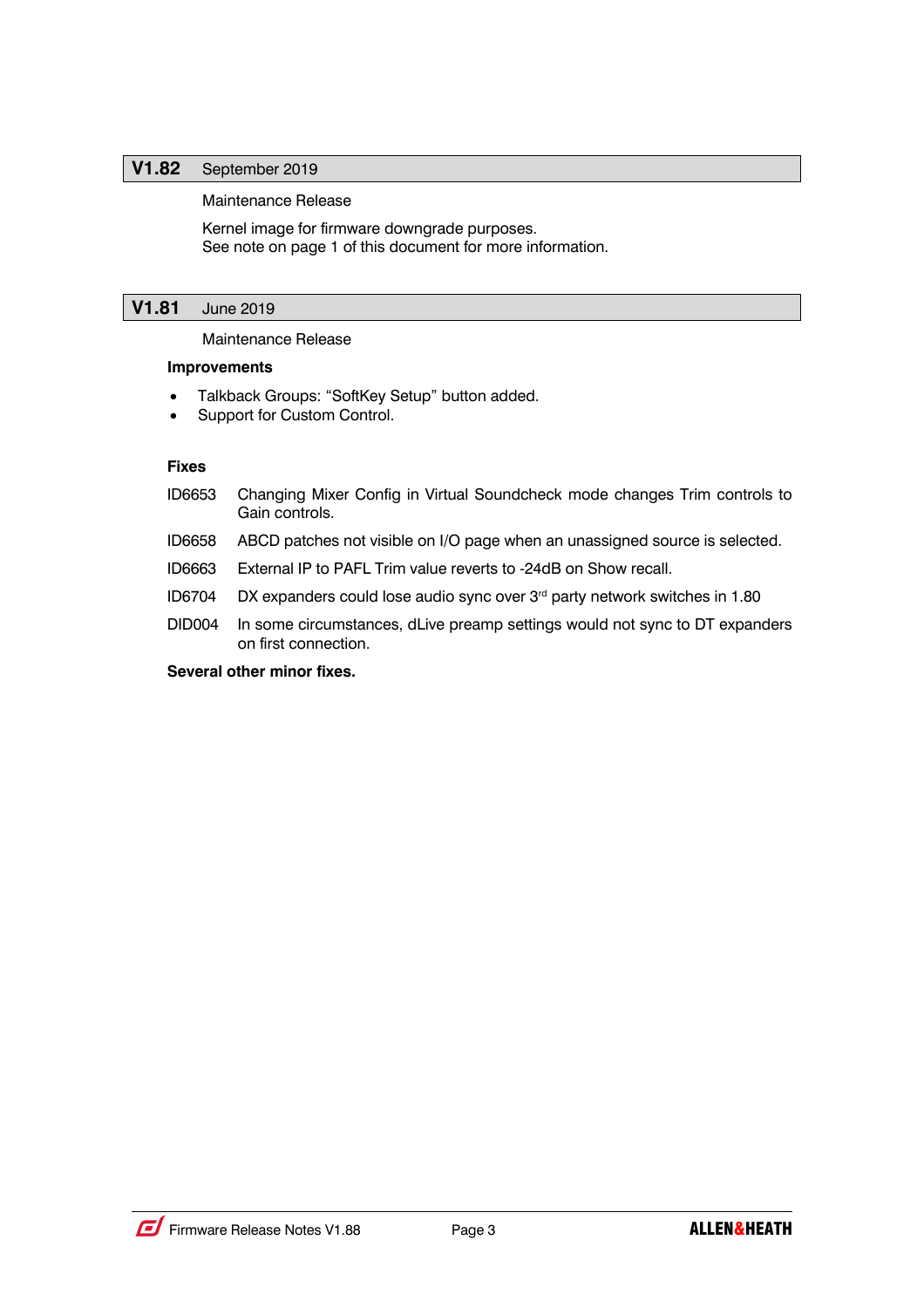## V1.82 September 2019

Maintenance Release

Kernel image for firmware downgrade purposes.
See note on page 1 of this document for more information.

## V1.81 June 2019

Maintenance Release

**Improvements**

- Talkback Groups: "SoftKey Setup" button added.
- Support for Custom Control.

**Fixes**

ID6653 Changing Mixer Config in Virtual Soundcheck mode changes Trim controls to Gain controls.

ID6658 ABCD patches not visible on I/O page when an unassigned source is selected.

ID6663 External IP to PAFL Trim value reverts to -24dB on Show recall.

ID6704 DX expanders could lose audio sync over 3rd party network switches in 1.80

DID004 In some circumstances, dLive preamp settings would not sync to DT expanders on first connection.

**Several other minor fixes.**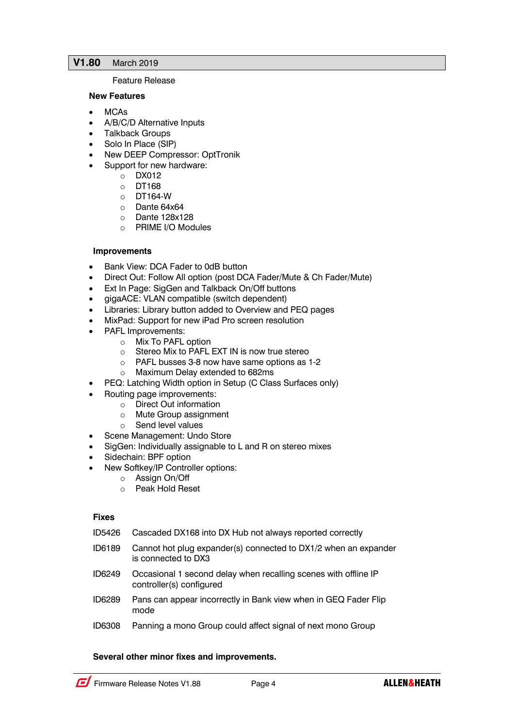## V1.80 March 2019

Feature Release

### New Features

- MCAs
- A/B/C/D Alternative Inputs
- Talkback Groups
- Solo In Place (SIP)
- New DEEP Compressor: OptTronik
- Support for new hardware:
    - DX012
    - DT168
    - DT164-W
    - Dante 64x64
    - Dante 128x128
    - PRIME I/O Modules

### Improvements

- Bank View: DCA Fader to 0dB button
- Direct Out: Follow All option (post DCA Fader/Mute & Ch Fader/Mute)
- Ext In Page: SigGen and Talkback On/Off buttons
- gigaACE: VLAN compatible (switch dependent)
- Libraries: Library button added to Overview and PEQ pages
- MixPad: Support for new iPad Pro screen resolution
- PAFL Improvements:
    - Mix To PAFL option
    - Stereo Mix to PAFL EXT IN is now true stereo
    - PAFL busses 3-8 now have same options as 1-2
    - Maximum Delay extended to 682ms
- PEQ: Latching Width option in Setup (C Class Surfaces only)
- Routing page improvements:
    - Direct Out information
    - Mute Group assignment
    - Send level values
- Scene Management: Undo Store
- SigGen: Individually assignable to L and R on stereo mixes
- Sidechain: BPF option
- New Softkey/IP Controller options:
    - Assign On/Off
    - Peak Hold Reset

### Fixes

| | |
|---|---|
| ID5426 | Cascaded DX168 into DX Hub not always reported correctly |
| ID6189 | Cannot hot plug expander(s) connected to DX1/2 when an expander is connected to DX3 |
| ID6249 | Occasional 1 second delay when recalling scenes with offline IP controller(s) configured |
| ID6289 | Pans can appear incorrectly in Bank view when in GEQ Fader Flip mode |
| ID6308 | Panning a mono Group could affect signal of next mono Group |

**Several other minor fixes and improvements.**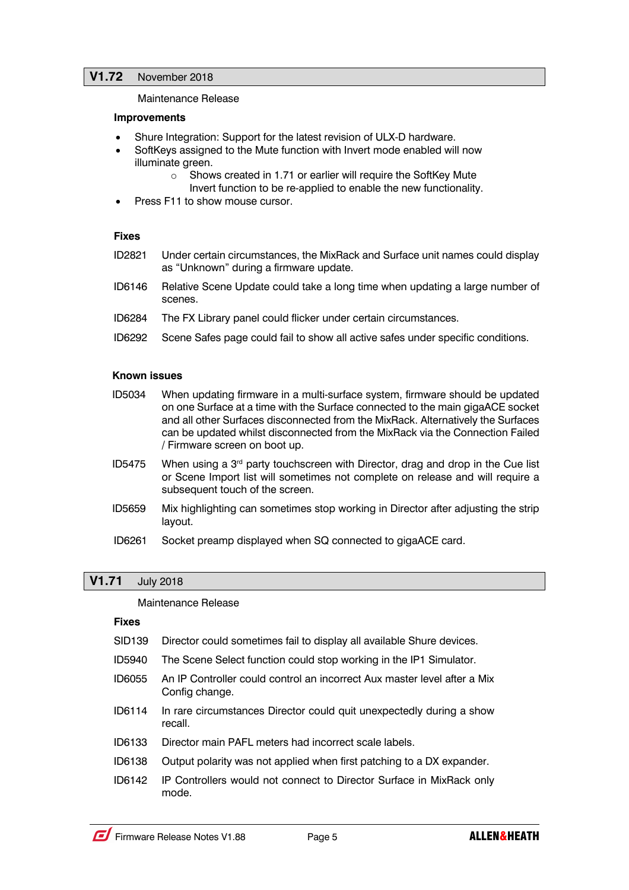## V1.72 November 2018

Maintenance Release

**Improvements**

- Shure Integration: Support for the latest revision of ULX-D hardware.
- SoftKeys assigned to the Mute function with Invert mode enabled will now illuminate green.
  - Shows created in 1.71 or earlier will require the SoftKey Mute Invert function to be re-applied to enable the new functionality.
- Press F11 to show mouse cursor.

**Fixes**

| | |
|---|---|
| ID2821 | Under certain circumstances, the MixRack and Surface unit names could display as “Unknown” during a firmware update. |
| ID6146 | Relative Scene Update could take a long time when updating a large number of scenes. |
| ID6284 | The FX Library panel could flicker under certain circumstances. |
| ID6292 | Scene Safes page could fail to show all active safes under specific conditions. |

**Known issues**

| | |
|---|---|
| ID5034 | When updating firmware in a multi-surface system, firmware should be updated on one Surface at a time with the Surface connected to the main gigaACE socket and all other Surfaces disconnected from the MixRack. Alternatively the Surfaces can be updated whilst disconnected from the MixRack via the Connection Failed / Firmware screen on boot up. |
| ID5475 | When using a 3rd party touchscreen with Director, drag and drop in the Cue list or Scene Import list will sometimes not complete on release and will require a subsequent touch of the screen. |
| ID5659 | Mix highlighting can sometimes stop working in Director after adjusting the strip layout. |
| ID6261 | Socket preamp displayed when SQ connected to gigaACE card. |

## V1.71 July 2018

Maintenance Release

**Fixes**

| | |
|---|---|
| SID139 | Director could sometimes fail to display all available Shure devices. |
| ID5940 | The Scene Select function could stop working in the IP1 Simulator. |
| ID6055 | An IP Controller could control an incorrect Aux master level after a Mix Config change. |
| ID6114 | In rare circumstances Director could quit unexpectedly during a show recall. |
| ID6133 | Director main PAFL meters had incorrect scale labels. |
| ID6138 | Output polarity was not applied when first patching to a DX expander. |
| ID6142 | IP Controllers would not connect to Director Surface in MixRack only mode. |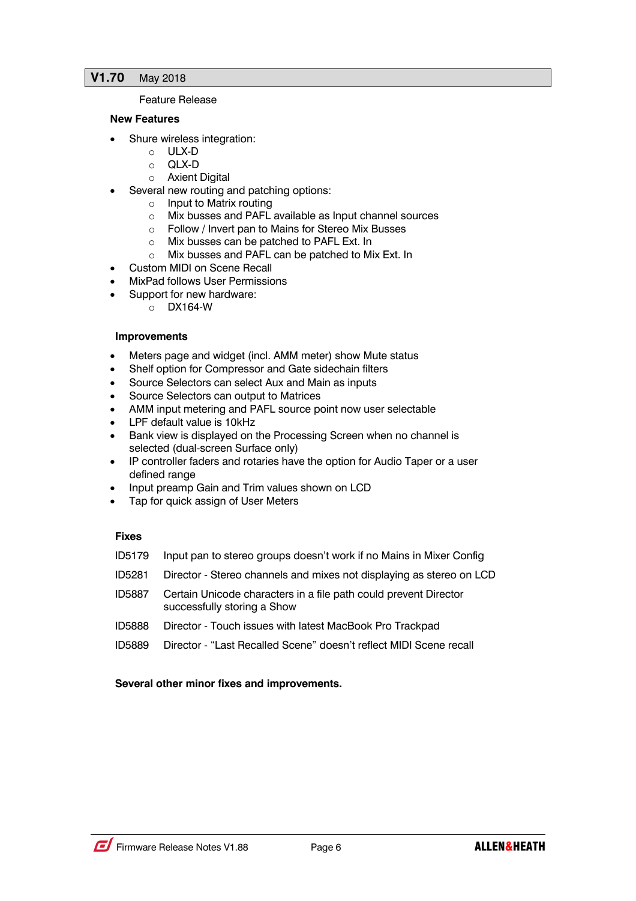## V1.70 May 2018

Feature Release

### New Features

- Shure wireless integration:
  - ULX-D
  - QLX-D
  - Axient Digital
- Several new routing and patching options:
  - Input to Matrix routing
  - Mix busses and PAFL available as Input channel sources
  - Follow / Invert pan to Mains for Stereo Mix Busses
  - Mix busses can be patched to PAFL Ext. In
  - Mix busses and PAFL can be patched to Mix Ext. In
- Custom MIDI on Scene Recall
- MixPad follows User Permissions
- Support for new hardware:
  - DX164-W

### Improvements

- Meters page and widget (incl. AMM meter) show Mute status
- Shelf option for Compressor and Gate sidechain filters
- Source Selectors can select Aux and Main as inputs
- Source Selectors can output to Matrices
- AMM input metering and PAFL source point now user selectable
- LPF default value is 10kHz
- Bank view is displayed on the Processing Screen when no channel is selected (dual-screen Surface only)
- IP controller faders and rotaries have the option for Audio Taper or a user defined range
- Input preamp Gain and Trim values shown on LCD
- Tap for quick assign of User Meters

### Fixes

| | |
|---|---|
| ID5179 | Input pan to stereo groups doesn't work if no Mains in Mixer Config |
| ID5281 | Director - Stereo channels and mixes not displaying as stereo on LCD |
| ID5887 | Certain Unicode characters in a file path could prevent Director successfully storing a Show |
| ID5888 | Director - Touch issues with latest MacBook Pro Trackpad |
| ID5889 | Director - "Last Recalled Scene" doesn't reflect MIDI Scene recall |

**Several other minor fixes and improvements.**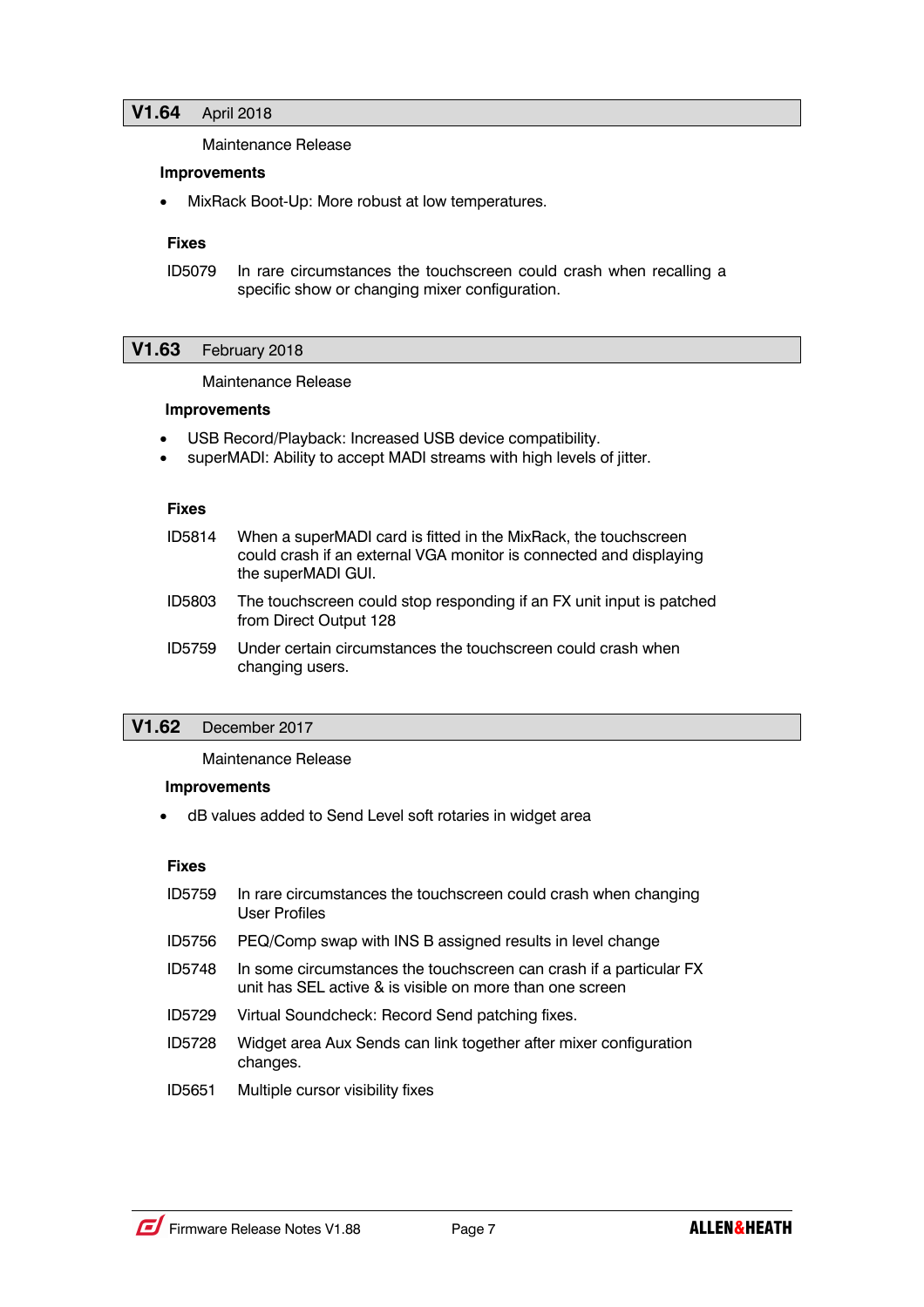## V1.64 April 2018

Maintenance Release

**Improvements**

- MixRack Boot-Up: More robust at low temperatures.

**Fixes**

ID5079 In rare circumstances the touchscreen could crash when recalling a specific show or changing mixer configuration.

## V1.63 February 2018

Maintenance Release

**Improvements**

- USB Record/Playback: Increased USB device compatibility.
- superMADI: Ability to accept MADI streams with high levels of jitter.

**Fixes**

ID5814 When a superMADI card is fitted in the MixRack, the touchscreen could crash if an external VGA monitor is connected and displaying the superMADI GUI.

ID5803 The touchscreen could stop responding if an FX unit input is patched from Direct Output 128

ID5759 Under certain circumstances the touchscreen could crash when changing users.

## V1.62 December 2017

Maintenance Release

**Improvements**

- dB values added to Send Level soft rotaries in widget area

**Fixes**

ID5759 In rare circumstances the touchscreen could crash when changing User Profiles

ID5756 PEQ/Comp swap with INS B assigned results in level change

ID5748 In some circumstances the touchscreen can crash if a particular FX unit has SEL active & is visible on more than one screen

ID5729 Virtual Soundcheck: Record Send patching fixes.

ID5728 Widget area Aux Sends can link together after mixer configuration changes.

ID5651 Multiple cursor visibility fixes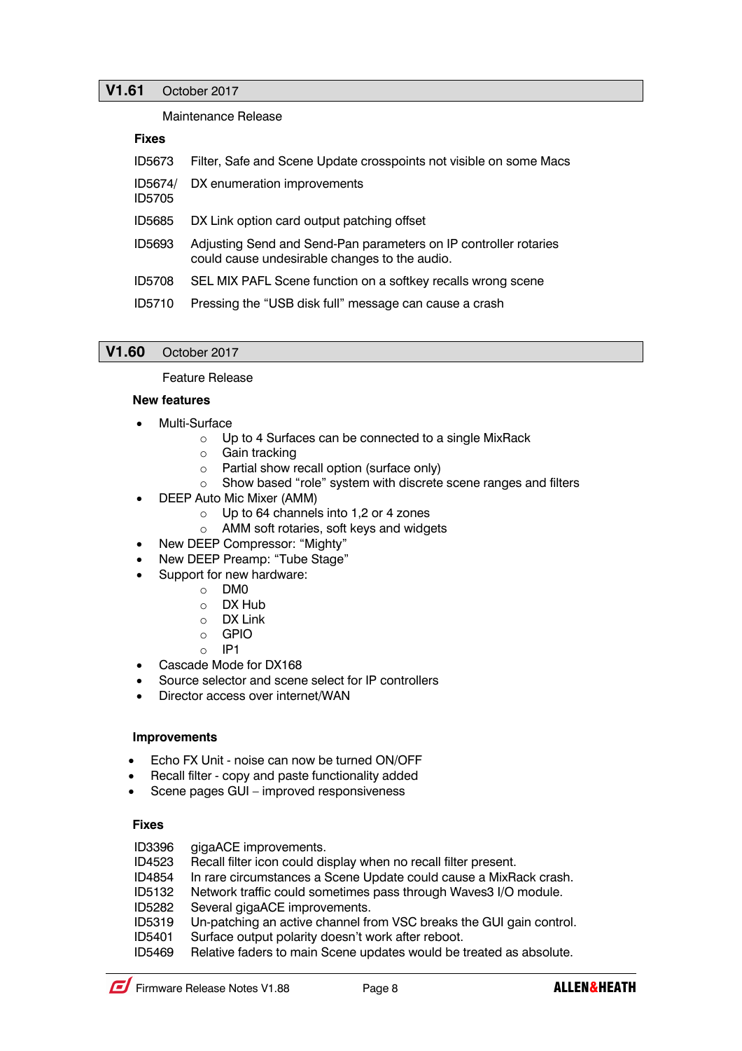## V1.61 October 2017

Maintenance Release

**Fixes**

| | |
|---|---|
| ID5673 | Filter, Safe and Scene Update crosspoints not visible on some Macs |
| ID5674/ ID5705 | DX enumeration improvements |
| ID5685 | DX Link option card output patching offset |
| ID5693 | Adjusting Send and Send-Pan parameters on IP controller rotaries could cause undesirable changes to the audio. |
| ID5708 | SEL MIX PAFL Scene function on a softkey recalls wrong scene |
| ID5710 | Pressing the “USB disk full” message can cause a crash |

## V1.60 October 2017

Feature Release

**New features**

- Multi-Surface
  - Up to 4 Surfaces can be connected to a single MixRack
  - Gain tracking
  - Partial show recall option (surface only)
  - Show based “role” system with discrete scene ranges and filters
- DEEP Auto Mic Mixer (AMM)
  - Up to 64 channels into 1,2 or 4 zones
  - AMM soft rotaries, soft keys and widgets
- New DEEP Compressor: “Mighty”
- New DEEP Preamp: “Tube Stage”
- Support for new hardware:
  - DM0
  - DX Hub
  - DX Link
  - GPIO
  - IP1
- Cascade Mode for DX168
- Source selector and scene select for IP controllers
- Director access over internet/WAN

**Improvements**

- Echo FX Unit - noise can now be turned ON/OFF
- Recall filter - copy and paste functionality added
- Scene pages GUI – improved responsiveness

**Fixes**

| | |
|---|---|
| ID3396 | gigaACE improvements. |
| ID4523 | Recall filter icon could display when no recall filter present. |
| ID4854 | In rare circumstances a Scene Update could cause a MixRack crash. |
| ID5132 | Network traffic could sometimes pass through Waves3 I/O module. |
| ID5282 | Several gigaACE improvements. |
| ID5319 | Un-patching an active channel from VSC breaks the GUI gain control. |
| ID5401 | Surface output polarity doesn’t work after reboot. |
| ID5469 | Relative faders to main Scene updates would be treated as absolute. |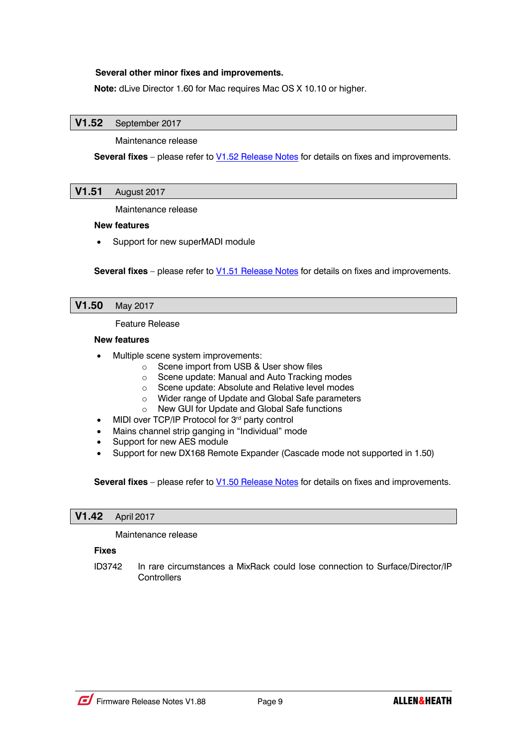**Several other minor fixes and improvements.**

**Note:** dLive Director 1.60 for Mac requires Mac OS X 10.10 or higher.

## V1.52 September 2017

Maintenance release

**Several fixes** – please refer to V1.52 Release Notes for details on fixes and improvements.

## V1.51 August 2017

Maintenance release

**New features**

- Support for new superMADI module

**Several fixes** – please refer to V1.51 Release Notes for details on fixes and improvements.

## V1.50 May 2017

Feature Release

**New features**

- Multiple scene system improvements:
  - Scene import from USB & User show files
  - Scene update: Manual and Auto Tracking modes
  - Scene update: Absolute and Relative level modes
  - Wider range of Update and Global Safe parameters
  - New GUI for Update and Global Safe functions
- MIDI over TCP/IP Protocol for 3rd party control
- Mains channel strip ganging in "Individual" mode
- Support for new AES module
- Support for new DX168 Remote Expander (Cascade mode not supported in 1.50)

**Several fixes** – please refer to V1.50 Release Notes for details on fixes and improvements.

## V1.42 April 2017

Maintenance release

**Fixes**

ID3742 In rare circumstances a MixRack could lose connection to Surface/Director/IP Controllers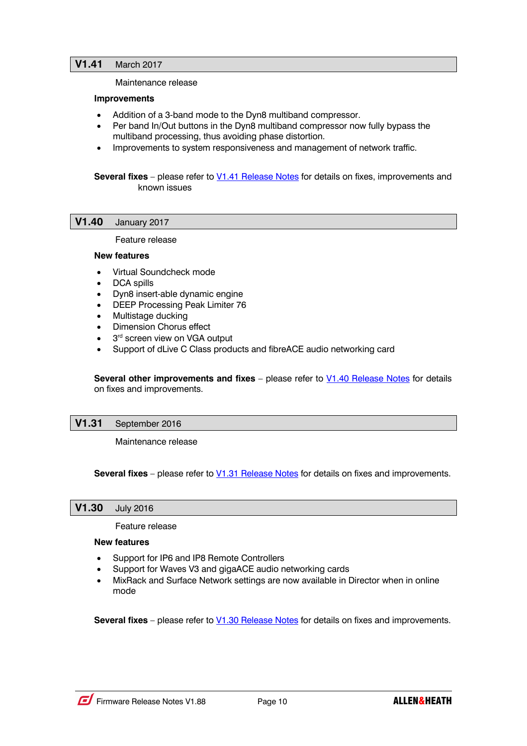## V1.41 March 2017

Maintenance release

**Improvements**

- Addition of a 3-band mode to the Dyn8 multiband compressor.
- Per band In/Out buttons in the Dyn8 multiband compressor now fully bypass the multiband processing, thus avoiding phase distortion.
- Improvements to system responsiveness and management of network traffic.

**Several fixes** – please refer to V1.41 Release Notes for details on fixes, improvements and known issues

## V1.40 January 2017

Feature release

**New features**

- Virtual Soundcheck mode
- DCA spills
- Dyn8 insert-able dynamic engine
- DEEP Processing Peak Limiter 76
- Multistage ducking
- Dimension Chorus effect
- 3rd screen view on VGA output
- Support of dLive C Class products and fibreACE audio networking card

**Several other improvements and fixes** – please refer to V1.40 Release Notes for details on fixes and improvements.

## V1.31 September 2016

Maintenance release

**Several fixes** – please refer to V1.31 Release Notes for details on fixes and improvements.

## V1.30 July 2016

Feature release

**New features**

- Support for IP6 and IP8 Remote Controllers
- Support for Waves V3 and gigaACE audio networking cards
- MixRack and Surface Network settings are now available in Director when in online mode

**Several fixes** – please refer to V1.30 Release Notes for details on fixes and improvements.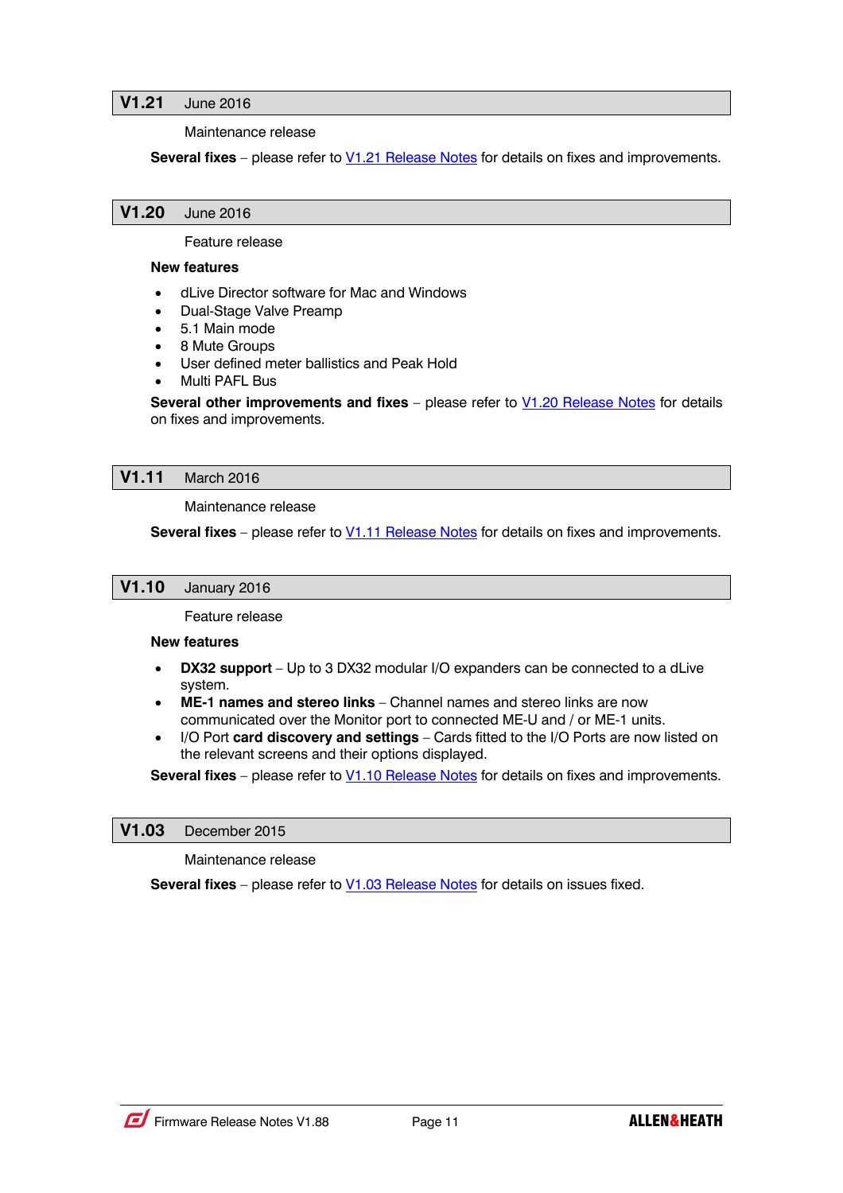## V1.21 June 2016

Maintenance release

**Several fixes** – please refer to V1.21 Release Notes for details on fixes and improvements.

## V1.20 June 2016

Feature release

**New features**

- dLive Director software for Mac and Windows
- Dual-Stage Valve Preamp
- 5.1 Main mode
- 8 Mute Groups
- User defined meter ballistics and Peak Hold
- Multi PAFL Bus

**Several other improvements and fixes** – please refer to V1.20 Release Notes for details on fixes and improvements.

## V1.11 March 2016

Maintenance release

**Several fixes** – please refer to V1.11 Release Notes for details on fixes and improvements.

## V1.10 January 2016

Feature release

**New features**

- **DX32 support** – Up to 3 DX32 modular I/O expanders can be connected to a dLive system.
- **ME-1 names and stereo links** – Channel names and stereo links are now communicated over the Monitor port to connected ME-U and / or ME-1 units.
- I/O Port **card discovery and settings** – Cards fitted to the I/O Ports are now listed on the relevant screens and their options displayed.

**Several fixes** – please refer to V1.10 Release Notes for details on fixes and improvements.

## V1.03 December 2015

Maintenance release

**Several fixes** – please refer to V1.03 Release Notes for details on issues fixed.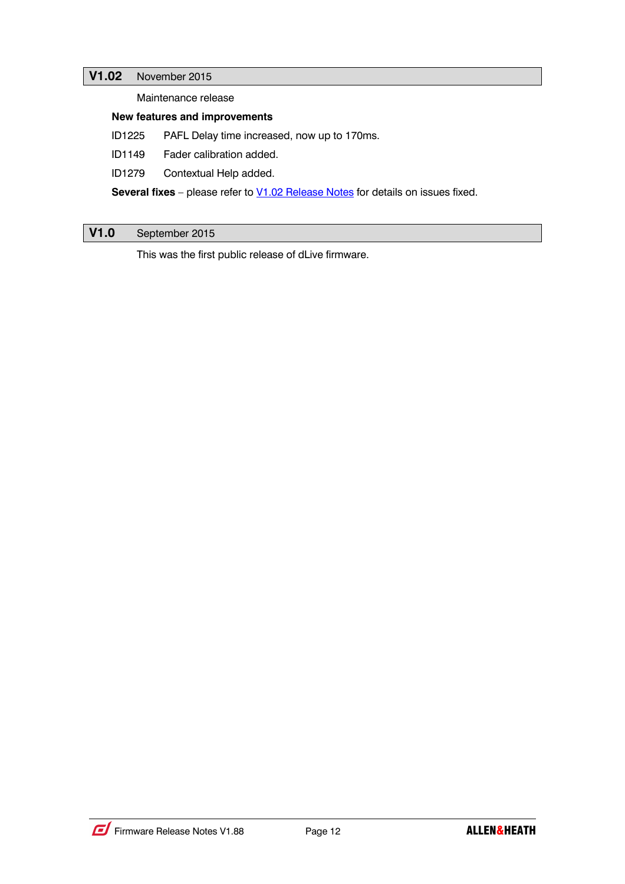## V1.02 November 2015

Maintenance release

**New features and improvements**

ID1225 PAFL Delay time increased, now up to 170ms.

ID1149 Fader calibration added.

ID1279 Contextual Help added.

**Several fixes** – please refer to V1.02 Release Notes for details on issues fixed.

## V1.0 September 2015

This was the first public release of dLive firmware.